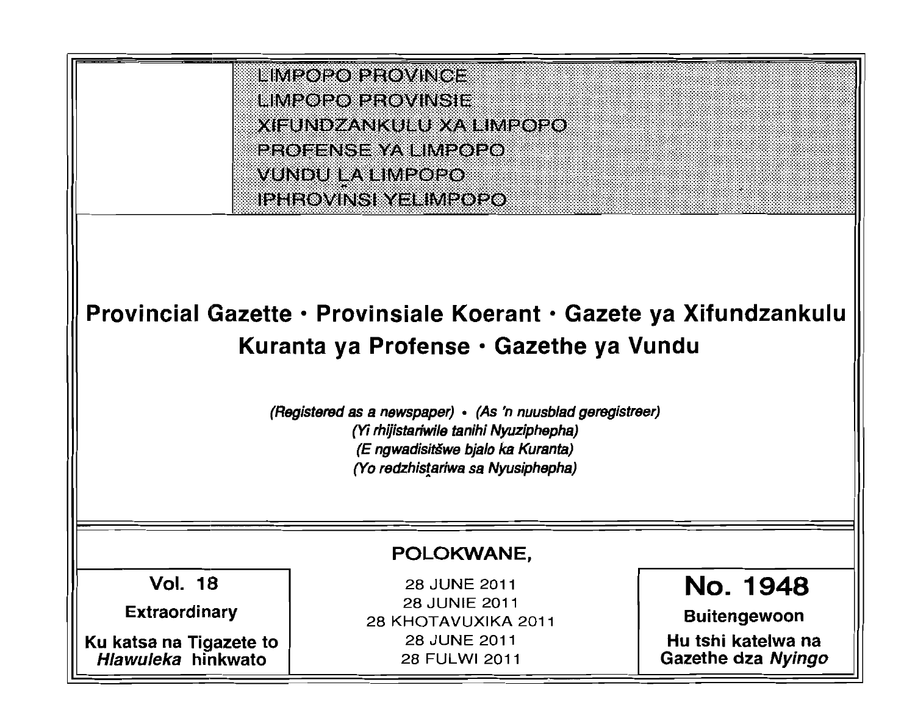LIMPOPO PROVINCE
LIMPOPO PROVINSIE
XIFUNDZANKULU XA LIMPOPO
PROFENSE YA LIMPOPO
VUNDU LA LIMPOPO
IPHROVINSI YELIMPOPO

# Provincial Gazette • Provinsiale Koerant • Gazete ya Xifundzankulu Kuranta ya Profense • Gazethe ya Vundu

*(Registered as a newspaper) • (As 'n nuusblad geregistreer)*
*(Yi rhijistariwile tanihi Nyuziphepha)*
*(E ngwadisitšwe bjalo ka Kuranta)*
*(Yo redzhistariwa sa Nyusiphepha)*

**POLOKWANE,**

**Vol. 18**

**Extraordinary**

**Ku katsa na Tigazete to *Hlawuleka* hinkwato**

28 JUNE 2011
28 JUNIE 2011
28 KHOTAVUXIKA 2011
28 JUNE 2011
28 FULWI 2011

# No. 1948

**Buitengewoon**

**Hu tshi katelwa na Gazethe dza *Nyingo***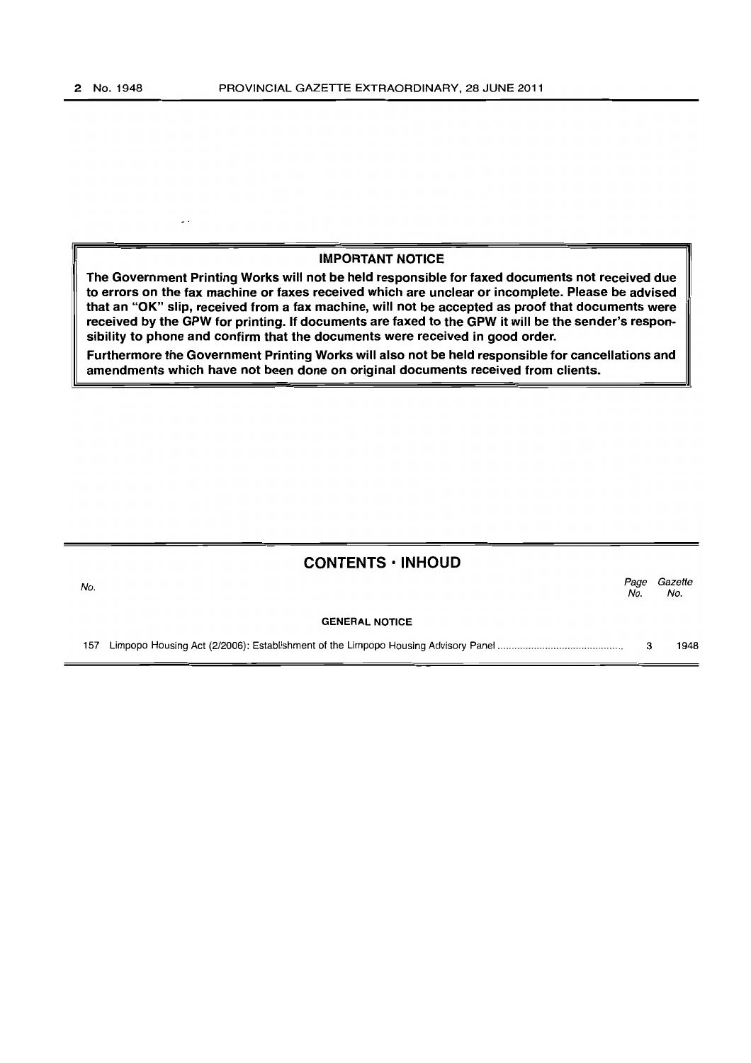**IMPORTANT NOTICE**

**The Government Printing Works will not be held responsible for faxed documents not received due to errors on the fax machine or faxes received which are unclear or incomplete. Please be advised that an "OK" slip, received from a fax machine, will not be accepted as proof that documents were received by the GPW for printing. If documents are faxed to the GPW it will be the sender's responsibility to phone and confirm that the documents were received in good order.**

**Furthermore the Government Printing Works will also not be held responsible for cancellations and amendments which have not been done on original documents received from clients.**

## CONTENTS · INHOUD

| No. | | Page No. | Gazette No. |
|---|---|---|---|
| | **GENERAL NOTICE** | | |
| 157 | Limpopo Housing Act (2/2006): Establishment of the Limpopo Housing Advisory Panel | 3 | 1948 |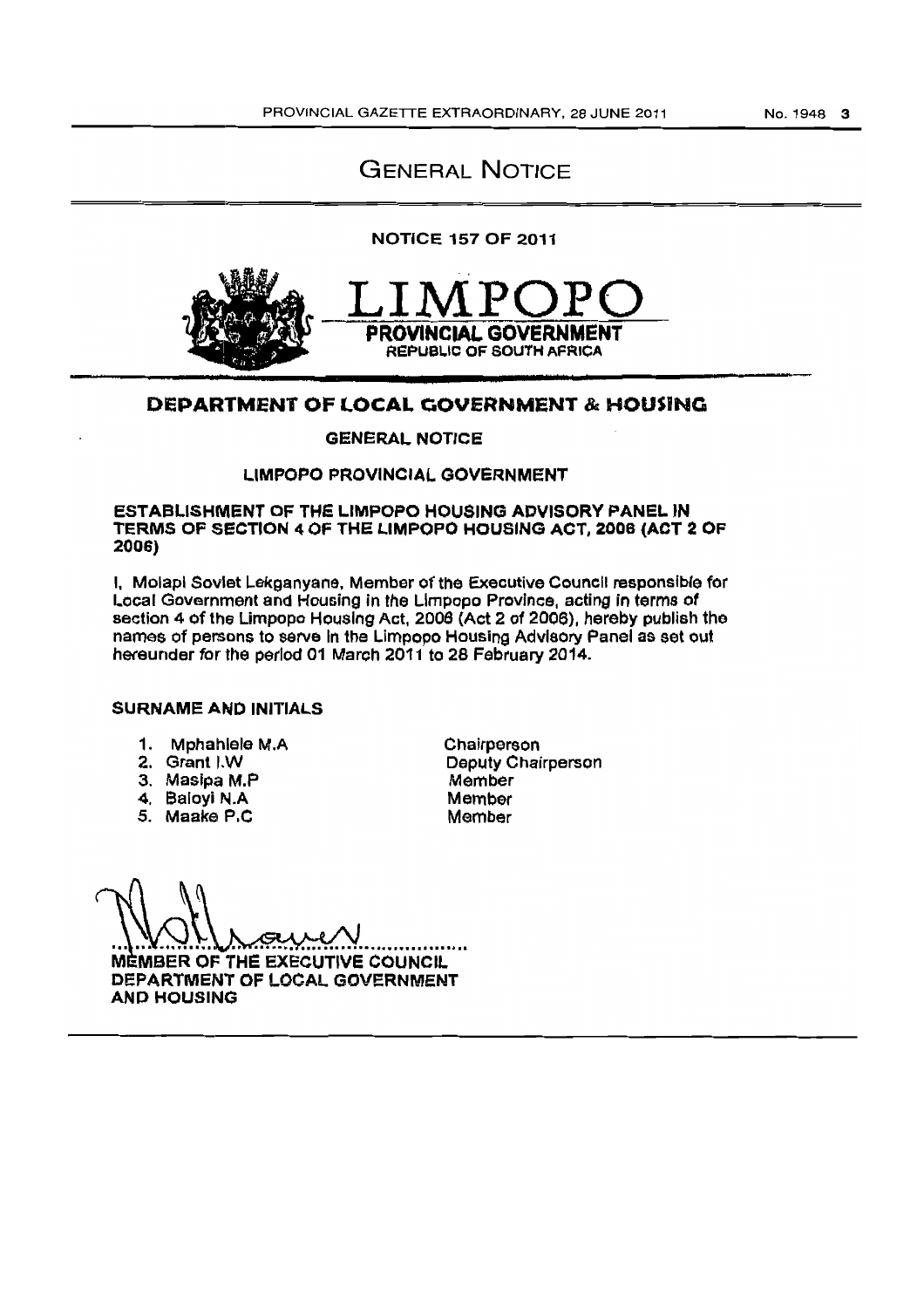# GENERAL NOTICE

## NOTICE 157 OF 2011

**LIMPOPO**
**PROVINCIAL GOVERNMENT**
REPUBLIC OF SOUTH AFRICA

## DEPARTMENT OF LOCAL GOVERNMENT & HOUSING

**GENERAL NOTICE**

**LIMPOPO PROVINCIAL GOVERNMENT**

**ESTABLISHMENT OF THE LIMPOPO HOUSING ADVISORY PANEL IN TERMS OF SECTION 4 OF THE LIMPOPO HOUSING ACT, 2006 (ACT 2 OF 2006)**

I, Molapi Soviet Lekganyane, Member of the Executive Council responsible for Local Government and Housing in the Limpopo Province, acting in terms of section 4 of the Limpopo Housing Act, 2006 (Act 2 of 2006), hereby publish the names of persons to serve in the Limpopo Housing Advisory Panel as set out hereunder for the period 01 March 2011 to 28 February 2014.

**SURNAME AND INITIALS**

| | |
|---|---|
| 1. Mphahlele M.A | Chairperson |
| 2. Grant I.W | Deputy Chairperson |
| 3. Masipa M.P | Member |
| 4. Baloyi N.A | Member |
| 5. Maake P.C | Member |

**MEMBER OF THE EXECUTIVE COUNCIL**
**DEPARTMENT OF LOCAL GOVERNMENT AND HOUSING**